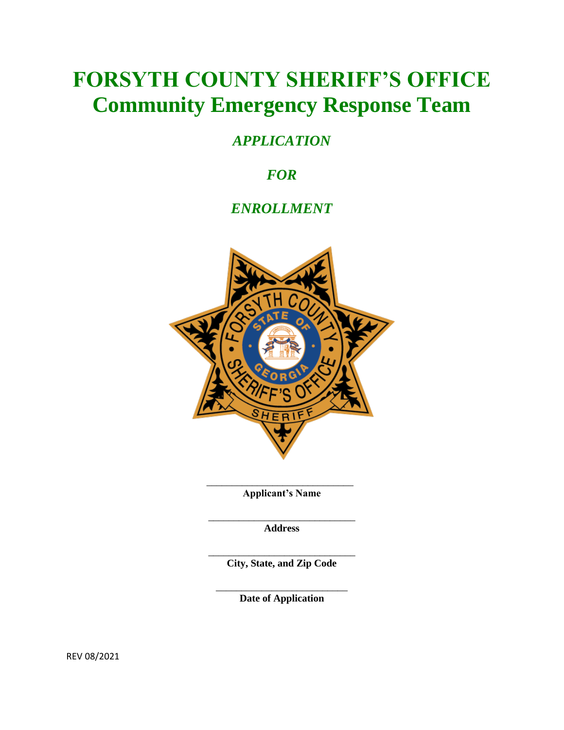# FORSYTH COUNTY SHERIFF'S OFFICE
## Community Emergency Response Team

*APPLICATION*

*FOR*

*ENROLLMENT*

_____________________________
**Applicant's Name**

_____________________________
**Address**

_____________________________
**City, State, and Zip Code**

__________________________
**Date of Application**

REV 08/2021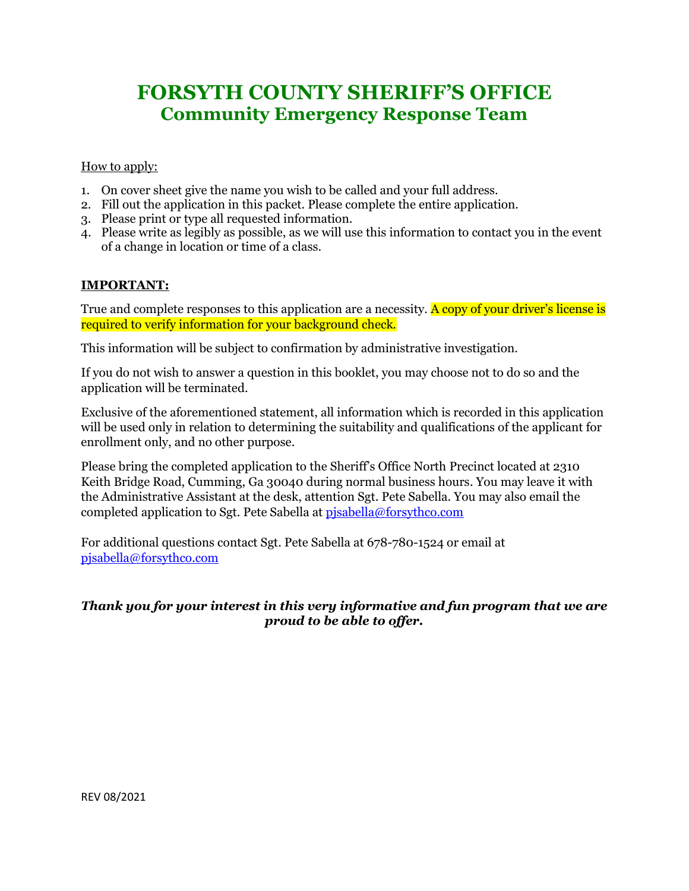# FORSYTH COUNTY SHERIFF'S OFFICE
## Community Emergency Response Team

How to apply:

1. On cover sheet give the name you wish to be called and your full address.
2. Fill out the application in this packet. Please complete the entire application.
3. Please print or type all requested information.
4. Please write as legibly as possible, as we will use this information to contact you in the event of a change in location or time of a class.

**IMPORTANT:**

True and complete responses to this application are a necessity. A copy of your driver's license is required to verify information for your background check.

This information will be subject to confirmation by administrative investigation.

If you do not wish to answer a question in this booklet, you may choose not to do so and the application will be terminated.

Exclusive of the aforementioned statement, all information which is recorded in this application will be used only in relation to determining the suitability and qualifications of the applicant for enrollment only, and no other purpose.

Please bring the completed application to the Sheriff's Office North Precinct located at 2310 Keith Bridge Road, Cumming, Ga 30040 during normal business hours. You may leave it with the Administrative Assistant at the desk, attention Sgt. Pete Sabella. You may also email the completed application to Sgt. Pete Sabella at pjsabella@forsythco.com

For additional questions contact Sgt. Pete Sabella at 678-780-1524 or email at pjsabella@forsythco.com

***Thank you for your interest in this very informative and fun program that we are proud to be able to offer.***

REV 08/2021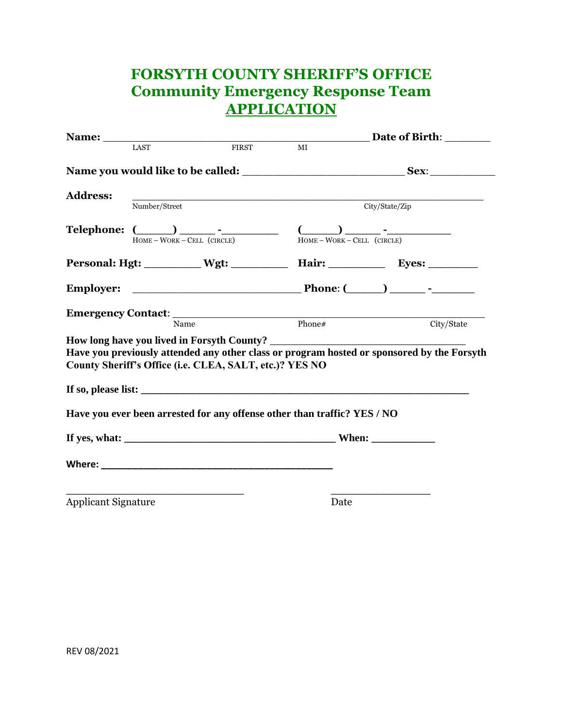# FORSYTH COUNTY SHERIFF'S OFFICE
## Community Emergency Response Team
## APPLICATION

**Name:** ________________________________________ **Date of Birth**: _______
LAST FIRST MI

**Name you would like to be called:** ________________________ **Sex**: __________

**Address:** ______________________________________________________
Number/Street City/State/Zip

**Telephone:** (_____) _____ -_________ (_____) _____ -_________
HOME – WORK – CELL (CIRCLE) HOME – WORK – CELL (CIRCLE)

**Personal: Hgt:** _________ **Wgt:** _________ **Hair:** _________ **Eyes:** ________

**Employer:** _________________________ **Phone**: (_____) _____ -_______

**Emergency Contact**: _______________________________________________
Name Phone# City/State

**How long have you lived in Forsyth County?** ________________________________

**Have you previously attended any other class or program hosted or sponsored by the Forsyth County Sheriff's Office (i.e. CLEA, SALT, etc.)? YES NO**

**If so, please list:** _______________________________________________________

**Have you ever been arrested for any offense other than traffic? YES / NO**

**If yes, what:** ___________________________________ **When:** ___________

**Where:** _______________________________________

_____________________________ _________________
Applicant Signature Date

REV 08/2021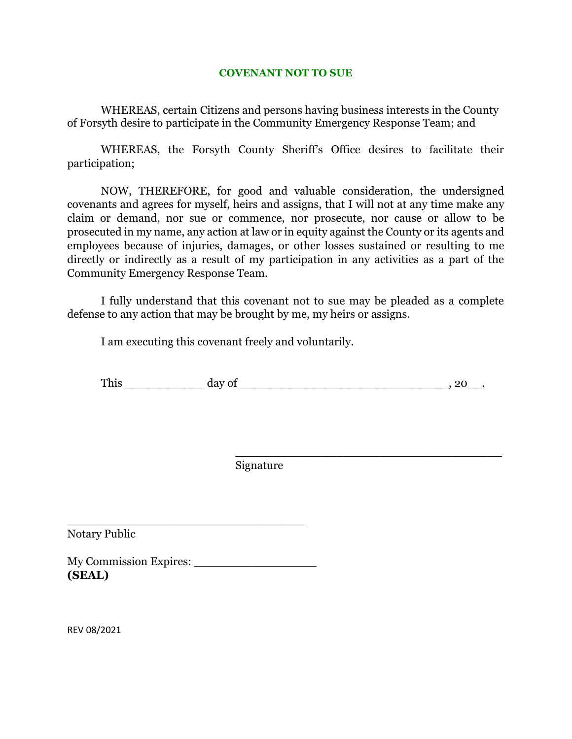## COVENANT NOT TO SUE

WHEREAS, certain Citizens and persons having business interests in the County of Forsyth desire to participate in the Community Emergency Response Team; and

WHEREAS, the Forsyth County Sheriff's Office desires to facilitate their participation;

NOW, THEREFORE, for good and valuable consideration, the undersigned covenants and agrees for myself, heirs and assigns, that I will not at any time make any claim or demand, nor sue or commence, nor prosecute, nor cause or allow to be prosecuted in my name, any action at law or in equity against the County or its agents and employees because of injuries, damages, or other losses sustained or resulting to me directly or indirectly as a result of my participation in any activities as a part of the Community Emergency Response Team.

I fully understand that this covenant not to sue may be pleaded as a complete defense to any action that may be brought by me, my heirs or assigns.

I am executing this covenant freely and voluntarily.

This ___________ day of ____________________________, 20__.

_____________________________________
Signature

_________________________________
Notary Public

My Commission Expires: _________________
**(SEAL)**

REV 08/2021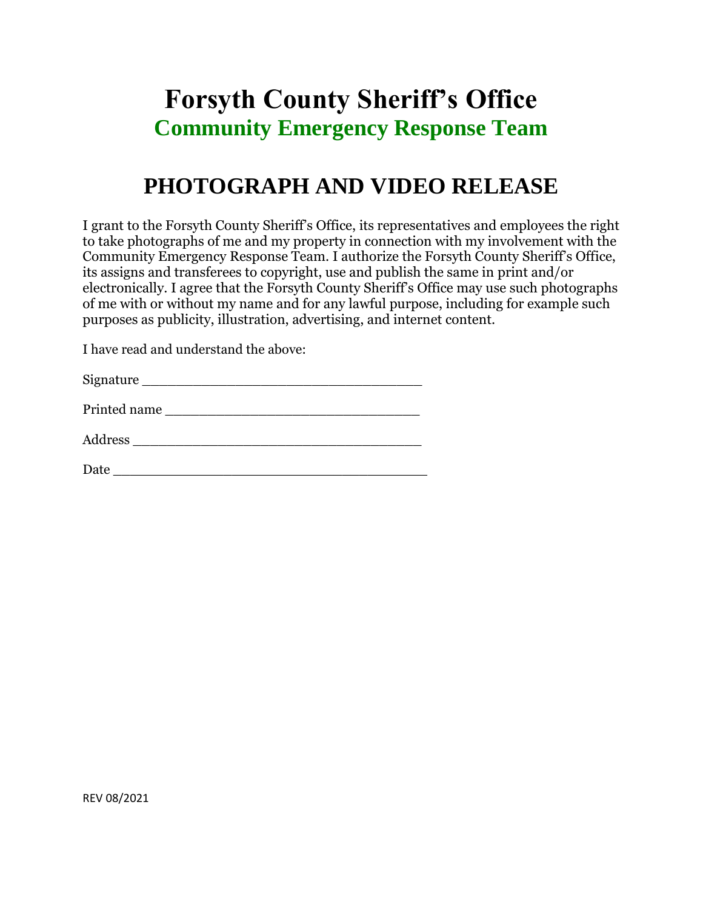# Forsyth County Sheriff's Office

## Community Emergency Response Team

# PHOTOGRAPH AND VIDEO RELEASE

I grant to the Forsyth County Sheriff's Office, its representatives and employees the right to take photographs of me and my property in connection with my involvement with the Community Emergency Response Team. I authorize the Forsyth County Sheriff's Office, its assigns and transferees to copyright, use and publish the same in print and/or electronically. I agree that the Forsyth County Sheriff's Office may use such photographs of me with or without my name and for any lawful purpose, including for example such purposes as publicity, illustration, advertising, and internet content.

I have read and understand the above:

Signature ________________________________

Printed name ____________________________

Address _________________________________

Date ____________________________________

REV 08/2021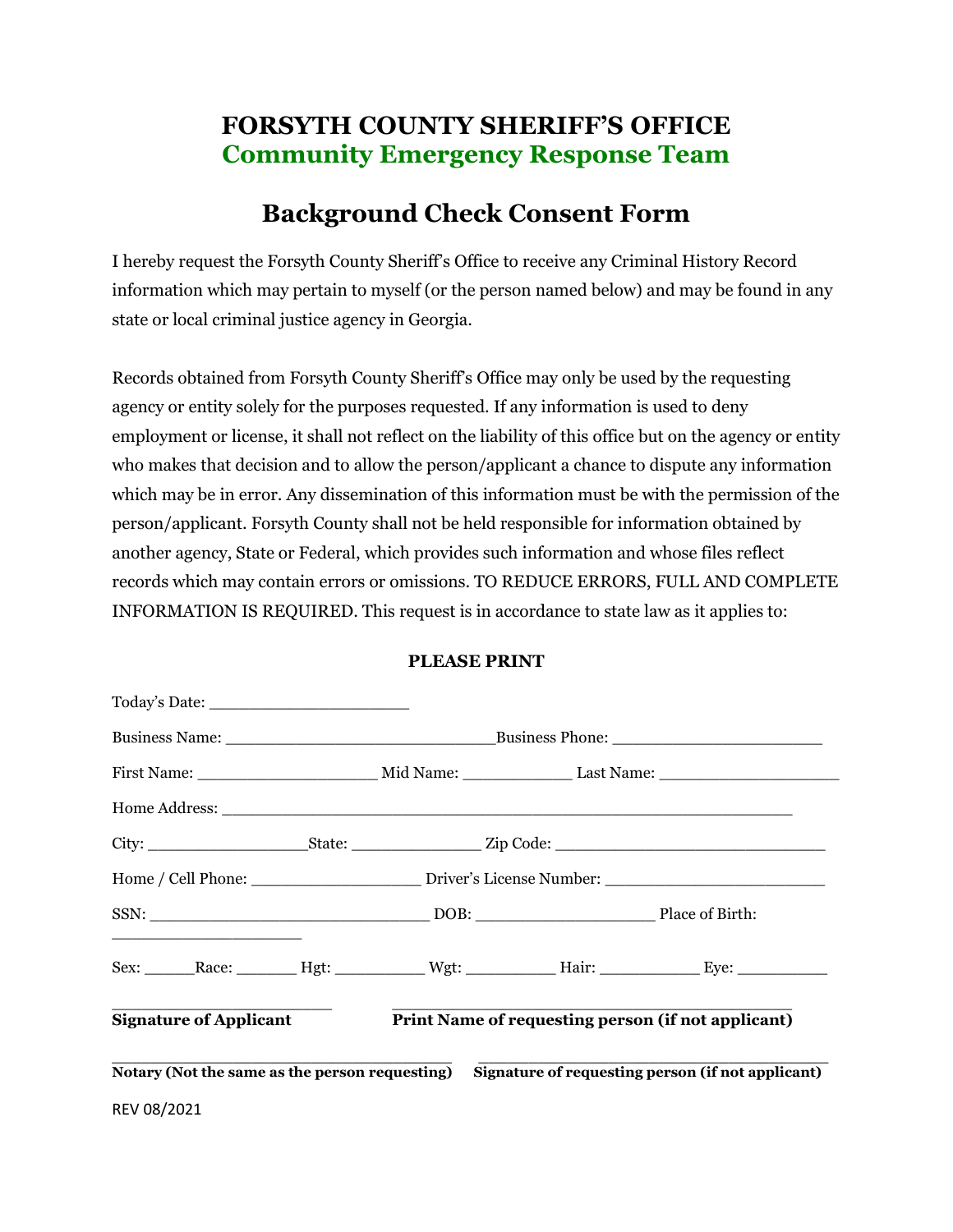# FORSYTH COUNTY SHERIFF'S OFFICE
## Community Emergency Response Team

## Background Check Consent Form

I hereby request the Forsyth County Sheriff's Office to receive any Criminal History Record information which may pertain to myself (or the person named below) and may be found in any state or local criminal justice agency in Georgia.

Records obtained from Forsyth County Sheriff's Office may only be used by the requesting agency or entity solely for the purposes requested. If any information is used to deny employment or license, it shall not reflect on the liability of this office but on the agency or entity who makes that decision and to allow the person/applicant a chance to dispute any information which may be in error. Any dissemination of this information must be with the permission of the person/applicant. Forsyth County shall not be held responsible for information obtained by another agency, State or Federal, which provides such information and whose files reflect records which may contain errors or omissions. TO REDUCE ERRORS, FULL AND COMPLETE INFORMATION IS REQUIRED. This request is in accordance to state law as it applies to:

**PLEASE PRINT**

Today's Date: ____________________

Business Name: ____________________________ Business Phone: ______________________

First Name: ___________________ Mid Name: ___________ Last Name: ___________________

Home Address: ___________________________________________________________

City: ________________ State: _____________ Zip Code: ____________________________

Home / Cell Phone: _________________ Driver's License Number: _______________________

SSN: _____________________________ DOB: ___________________ Place of Birth: ____________________

Sex: _____ Race: ______ Hgt: _________ Wgt: _________ Hair: __________ Eye: __________

______________________ ________________________________________

**Signature of Applicant** **Print Name of requesting person (if not applicant)**

____________________________________ ____________________________________

**Notary (Not the same as the person requesting)** **Signature of requesting person (if not applicant)**

REV 08/2021